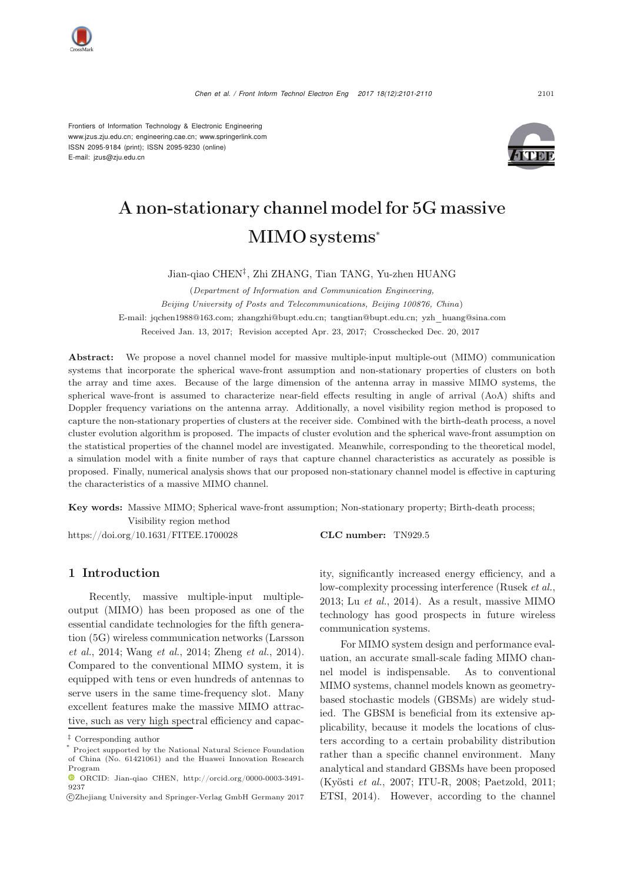Frontiers of Information Technology & Electronic Engineering
www.jzus.zju.edu.cn; engineering.cae.cn; www.springerlink.com
ISSN 2095-9184 (print); ISSN 2095-9230 (online)
E-mail: jzus@zju.edu.cn

# A non-stationary channel model for 5G massive MIMO systems*

Jian-qiao CHEN‡, Zhi ZHANG, Tian TANG, Yu-zhen HUANG

(*Department of Information and Communication Engineering, Beijing University of Posts and Telecommunications, Beijing 100876, China*)

E-mail: jqchen1988@163.com; zhangzhi@bupt.edu.cn; tangtian@bupt.edu.cn; yzh_huang@sina.com

Received Jan. 13, 2017; Revision accepted Apr. 23, 2017; Crosschecked Dec. 20, 2017

**Abstract:** We propose a novel channel model for massive multiple-input multiple-out (MIMO) communication systems that incorporate the spherical wave-front assumption and non-stationary properties of clusters on both the array and time axes. Because of the large dimension of the antenna array in massive MIMO systems, the spherical wave-front is assumed to characterize near-field effects resulting in angle of arrival (AoA) shifts and Doppler frequency variations on the antenna array. Additionally, a novel visibility region method is proposed to capture the non-stationary properties of clusters at the receiver side. Combined with the birth-death process, a novel cluster evolution algorithm is proposed. The impacts of cluster evolution and the spherical wave-front assumption on the statistical properties of the channel model are investigated. Meanwhile, corresponding to the theoretical model, a simulation model with a finite number of rays that capture channel characteristics as accurately as possible is proposed. Finally, numerical analysis shows that our proposed non-stationary channel model is effective in capturing the characteristics of a massive MIMO channel.

**Key words:** Massive MIMO; Spherical wave-front assumption; Non-stationary property; Birth-death process; Visibility region method

https://doi.org/10.1631/FITEE.1700028 **CLC number:** TN929.5

## 1 Introduction

Recently, massive multiple-input multiple-output (MIMO) has been proposed as one of the essential candidate technologies for the fifth generation (5G) wireless communication networks (Larsson *et al.*, 2014; Wang *et al.*, 2014; Zheng *et al.*, 2014). Compared to the conventional MIMO system, it is equipped with tens or even hundreds of antennas to serve users in the same time-frequency slot. Many excellent features make the massive MIMO attractive, such as very high spectral efficiency and capacity, significantly increased energy efficiency, and a low-complexity processing interference (Rusek *et al.*, 2013; Lu *et al.*, 2014). As a result, massive MIMO technology has good prospects in future wireless communication systems.

For MIMO system design and performance evaluation, an accurate small-scale fading MIMO channel model is indispensable. As to conventional MIMO systems, channel models known as geometry-based stochastic models (GBSMs) are widely studied. The GBSM is beneficial from its extensive applicability, because it models the locations of clusters according to a certain probability distribution rather than a specific channel environment. Many analytical and standard GBSMs have been proposed (Kyösti *et al.*, 2007; ITU-R, 2008; Paetzold, 2011; ETSI, 2014). However, according to the channel

‡ Corresponding author

* Project supported by the National Natural Science Foundation of China (No. 61421061) and the Huawei Innovation Research Program

ORCID: Jian-qiao CHEN, http://orcid.org/0000-0003-3491-9237

©Zhejiang University and Springer-Verlag GmbH Germany 2017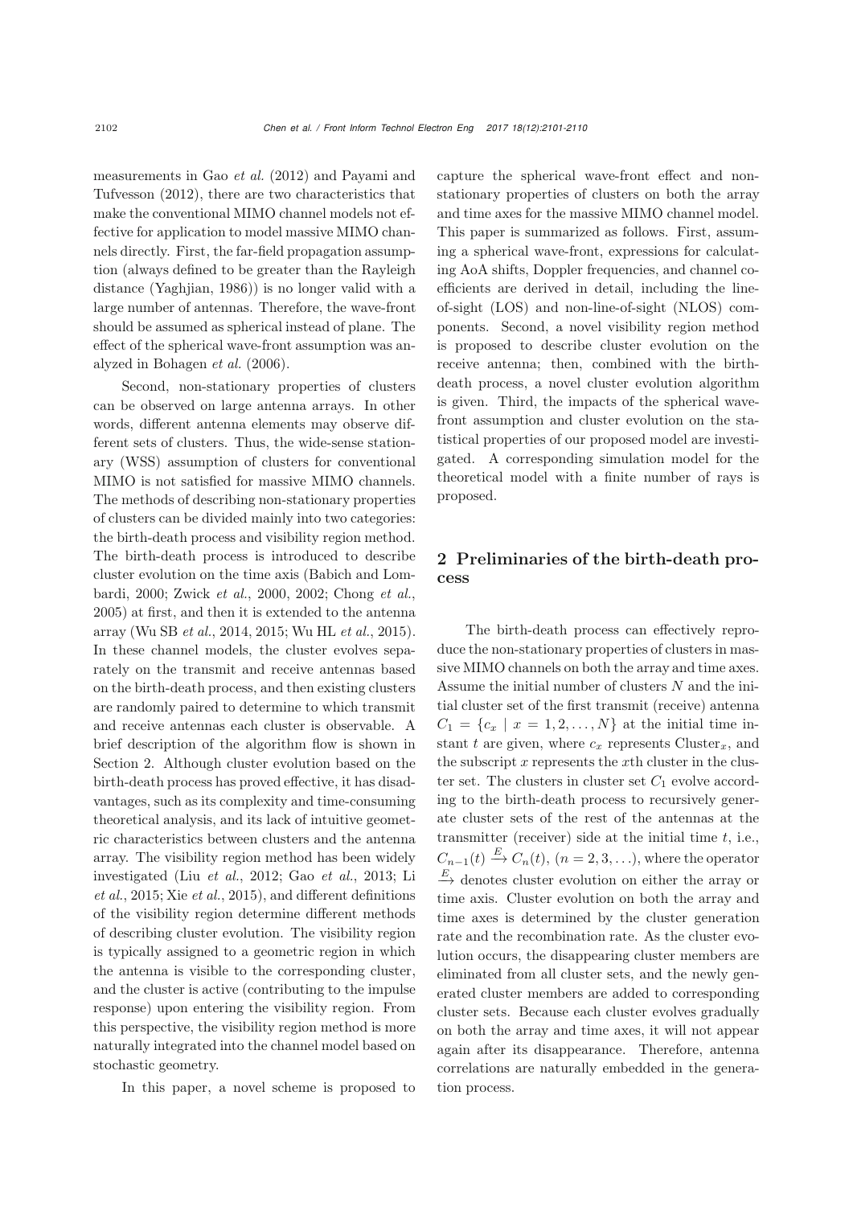measurements in Gao *et al.* (2012) and Payami and Tufvesson (2012), there are two characteristics that make the conventional MIMO channel models not effective for application to model massive MIMO channels directly. First, the far-field propagation assumption (always defined to be greater than the Rayleigh distance (Yaghjian, 1986)) is no longer valid with a large number of antennas. Therefore, the wave-front should be assumed as spherical instead of plane. The effect of the spherical wave-front assumption was analyzed in Bohagen *et al.* (2006).

Second, non-stationary properties of clusters can be observed on large antenna arrays. In other words, different antenna elements may observe different sets of clusters. Thus, the wide-sense stationary (WSS) assumption of clusters for conventional MIMO is not satisfied for massive MIMO channels. The methods of describing non-stationary properties of clusters can be divided mainly into two categories: the birth-death process and visibility region method. The birth-death process is introduced to describe cluster evolution on the time axis (Babich and Lombardi, 2000; Zwick *et al.*, 2000, 2002; Chong *et al.*, 2005) at first, and then it is extended to the antenna array (Wu SB *et al.*, 2014, 2015; Wu HL *et al.*, 2015). In these channel models, the cluster evolves separately on the transmit and receive antennas based on the birth-death process, and then existing clusters are randomly paired to determine to which transmit and receive antennas each cluster is observable. A brief description of the algorithm flow is shown in Section 2. Although cluster evolution based on the birth-death process has proved effective, it has disadvantages, such as its complexity and time-consuming theoretical analysis, and its lack of intuitive geometric characteristics between clusters and the antenna array. The visibility region method has been widely investigated (Liu *et al.*, 2012; Gao *et al.*, 2013; Li *et al.*, 2015; Xie *et al.*, 2015), and different definitions of the visibility region determine different methods of describing cluster evolution. The visibility region is typically assigned to a geometric region in which the antenna is visible to the corresponding cluster, and the cluster is active (contributing to the impulse response) upon entering the visibility region. From this perspective, the visibility region method is more naturally integrated into the channel model based on stochastic geometry.

In this paper, a novel scheme is proposed to capture the spherical wave-front effect and non-stationary properties of clusters on both the array and time axes for the massive MIMO channel model. This paper is summarized as follows. First, assuming a spherical wave-front, expressions for calculating AoA shifts, Doppler frequencies, and channel coefficients are derived in detail, including the line-of-sight (LOS) and non-line-of-sight (NLOS) components. Second, a novel visibility region method is proposed to describe cluster evolution on the receive antenna; then, combined with the birth-death process, a novel cluster evolution algorithm is given. Third, the impacts of the spherical wave-front assumption and cluster evolution on the statistical properties of our proposed model are investigated. A corresponding simulation model for the theoretical model with a finite number of rays is proposed.

## 2 Preliminaries of the birth-death process

The birth-death process can effectively reproduce the non-stationary properties of clusters in massive MIMO channels on both the array and time axes. Assume the initial number of clusters $N$ and the initial cluster set of the first transmit (receive) antenna $C_1 = \{c_x \mid x = 1, 2, \ldots, N\}$ at the initial time instant $t$ are given, where $c_x$ represents Cluster$_x$, and the subscript $x$ represents the $x$th cluster in the cluster set. The clusters in cluster set $C_1$ evolve according to the birth-death process to recursively generate cluster sets of the rest of the antennas at the transmitter (receiver) side at the initial time $t$, i.e., $C_{n-1}(t) \xrightarrow{E} C_n(t)$, $(n = 2, 3, \ldots)$, where the operator $\xrightarrow{E}$ denotes cluster evolution on either the array or time axis. Cluster evolution on both the array and time axes is determined by the cluster generation rate and the recombination rate. As the cluster evolution occurs, the disappearing cluster members are eliminated from all cluster sets, and the newly generated cluster members are added to corresponding cluster sets. Because each cluster evolves gradually on both the array and time axes, it will not appear again after its disappearance. Therefore, antenna correlations are naturally embedded in the generation process.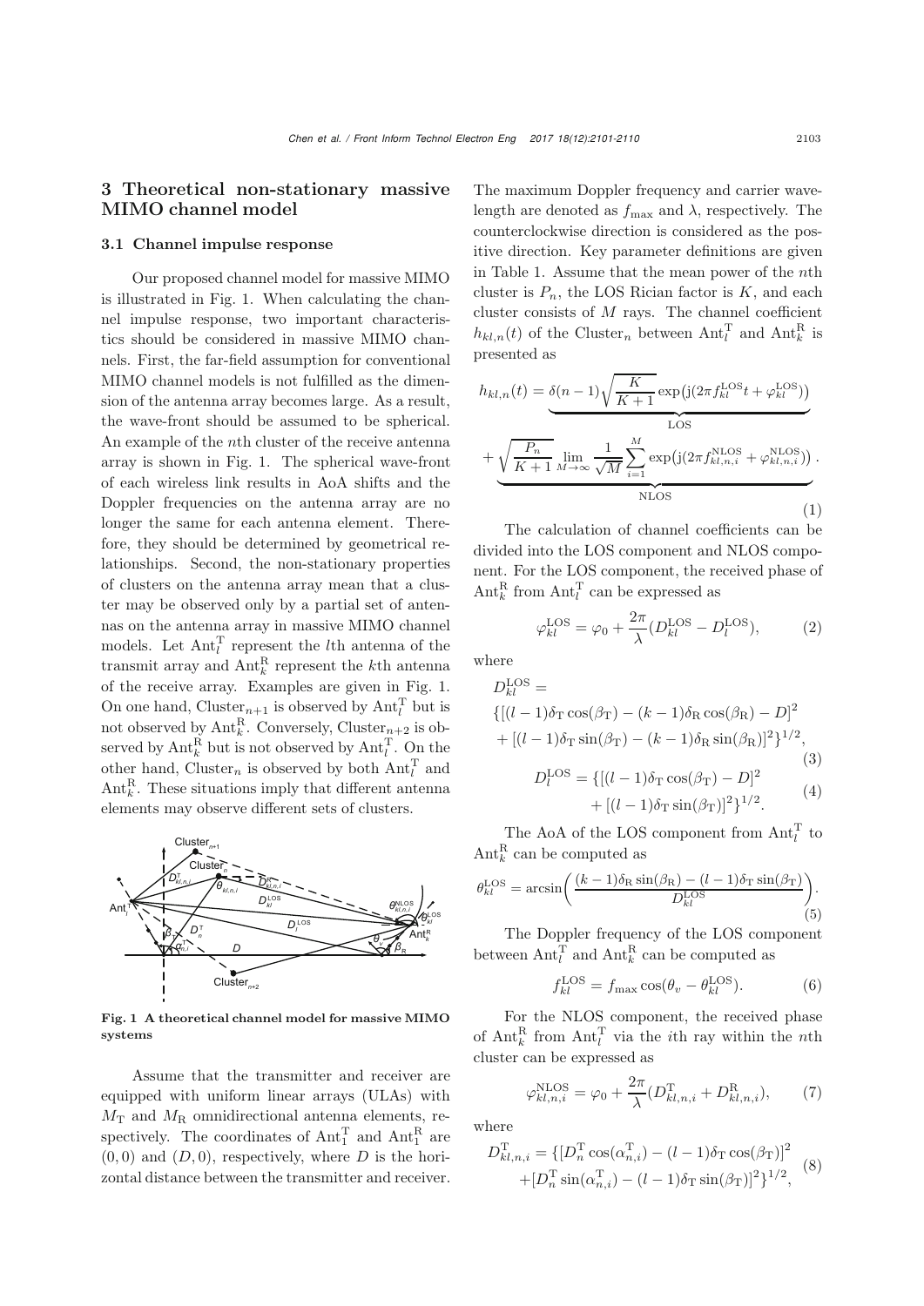## 3 Theoretical non-stationary massive MIMO channel model

### 3.1 Channel impulse response

Our proposed channel model for massive MIMO is illustrated in Fig. 1. When calculating the channel impulse response, two important characteristics should be considered in massive MIMO channels. First, the far-field assumption for conventional MIMO channel models is not fulfilled as the dimension of the antenna array becomes large. As a result, the wave-front should be assumed to be spherical. An example of the $n$th cluster of the receive antenna array is shown in Fig. 1. The spherical wave-front of each wireless link results in AoA shifts and the Doppler frequencies on the antenna array are no longer the same for each antenna element. Therefore, they should be determined by geometrical relationships. Second, the non-stationary properties of clusters on the antenna array mean that a cluster may be observed only by a partial set of antennas on the antenna array in massive MIMO channel models. Let $\mathrm{Ant}_l^{\mathrm{T}}$ represent the $l$th antenna of the transmit array and $\mathrm{Ant}_k^{\mathrm{R}}$ represent the $k$th antenna of the receive array. Examples are given in Fig. 1. On one hand, $\mathrm{Cluster}_{n+1}$ is observed by $\mathrm{Ant}_l^{\mathrm{T}}$ but is not observed by $\mathrm{Ant}_k^{\mathrm{R}}$. Conversely, $\mathrm{Cluster}_{n+2}$ is observed by $\mathrm{Ant}_k^{\mathrm{R}}$ but is not observed by $\mathrm{Ant}_l^{\mathrm{T}}$. On the other hand, $\mathrm{Cluster}_n$ is observed by both $\mathrm{Ant}_l^{\mathrm{T}}$ and $\mathrm{Ant}_k^{\mathrm{R}}$. These situations imply that different antenna elements may observe different sets of clusters.

**Fig. 1 A theoretical channel model for massive MIMO systems**

Assume that the transmitter and receiver are equipped with uniform linear arrays (ULAs) with $M_{\mathrm{T}}$ and $M_{\mathrm{R}}$ omnidirectional antenna elements, respectively. The coordinates of $\mathrm{Ant}_1^{\mathrm{T}}$ and $\mathrm{Ant}_1^{\mathrm{R}}$ are $(0, 0)$ and $(D, 0)$, respectively, where $D$ is the horizontal distance between the transmitter and receiver. The maximum Doppler frequency and carrier wavelength are denoted as $f_{\max}$ and $\lambda$, respectively. The counterclockwise direction is considered as the positive direction. Key parameter definitions are given in Table 1. Assume that the mean power of the $n$th cluster is $P_n$, the LOS Rician factor is $K$, and each cluster consists of $M$ rays. The channel coefficient $h_{kl,n}(t)$ of the $\mathrm{Cluster}_n$ between $\mathrm{Ant}_l^{\mathrm{T}}$ and $\mathrm{Ant}_k^{\mathrm{R}}$ is presented as

$$h_{kl,n}(t) = \underbrace{\delta(n-1)\sqrt{\frac{K}{K+1}}\exp\left(\mathrm{j}(2\pi f_{kl}^{\mathrm{LOS}}t + \varphi_{kl}^{\mathrm{LOS}})\right)}_{\mathrm{LOS}} + \underbrace{\sqrt{\frac{P_n}{K+1}}\lim_{M\to\infty}\frac{1}{\sqrt{M}}\sum_{i=1}^{M}\exp\left(\mathrm{j}(2\pi f_{kl,n,i}^{\mathrm{NLOS}} + \varphi_{kl,n,i}^{\mathrm{NLOS}})\right)}_{\mathrm{NLOS}}. \tag{1}$$

The calculation of channel coefficients can be divided into the LOS component and NLOS component. For the LOS component, the received phase of $\mathrm{Ant}_k^{\mathrm{R}}$ from $\mathrm{Ant}_l^{\mathrm{T}}$ can be expressed as

$$\varphi_{kl}^{\mathrm{LOS}} = \varphi_0 + \frac{2\pi}{\lambda}(D_{kl}^{\mathrm{LOS}} - D_l^{\mathrm{LOS}}), \tag{2}$$

where

$$D_{kl}^{\mathrm{LOS}} = \{[(l-1)\delta_{\mathrm{T}}\cos(\beta_{\mathrm{T}}) - (k-1)\delta_{\mathrm{R}}\cos(\beta_{\mathrm{R}}) - D]^2 + [(l-1)\delta_{\mathrm{T}}\sin(\beta_{\mathrm{T}}) - (k-1)\delta_{\mathrm{R}}\sin(\beta_{\mathrm{R}})]^2\}^{1/2}, \tag{3}$$

$$D_l^{\mathrm{LOS}} = \{[(l-1)\delta_{\mathrm{T}}\cos(\beta_{\mathrm{T}}) - D]^2 + [(l-1)\delta_{\mathrm{T}}\sin(\beta_{\mathrm{T}})]^2\}^{1/2}. \tag{4}$$

The AoA of the LOS component from $\mathrm{Ant}_l^{\mathrm{T}}$ to $\mathrm{Ant}_k^{\mathrm{R}}$ can be computed as

$$\theta_{kl}^{\mathrm{LOS}} = \arcsin\left(\frac{(k-1)\delta_{\mathrm{R}}\sin(\beta_{\mathrm{R}}) - (l-1)\delta_{\mathrm{T}}\sin(\beta_{\mathrm{T}})}{D_{kl}^{\mathrm{LOS}}}\right). \tag{5}$$

The Doppler frequency of the LOS component between $\mathrm{Ant}_l^{\mathrm{T}}$ and $\mathrm{Ant}_k^{\mathrm{R}}$ can be computed as

$$f_{kl}^{\mathrm{LOS}} = f_{\max}\cos(\theta_v - \theta_{kl}^{\mathrm{LOS}}). \tag{6}$$

For the NLOS component, the received phase of $\mathrm{Ant}_k^{\mathrm{R}}$ from $\mathrm{Ant}_l^{\mathrm{T}}$ via the $i$th ray within the $n$th cluster can be expressed as

$$\varphi_{kl,n,i}^{\mathrm{NLOS}} = \varphi_0 + \frac{2\pi}{\lambda}(D_{kl,n,i}^{\mathrm{T}} + D_{kl,n,i}^{\mathrm{R}}), \tag{7}$$

where

$$D_{kl,n,i}^{\mathrm{T}} = \{[D_n^{\mathrm{T}}\cos(\alpha_{n,i}^{\mathrm{T}}) - (l-1)\delta_{\mathrm{T}}\cos(\beta_{\mathrm{T}})]^2 + [D_n^{\mathrm{T}}\sin(\alpha_{n,i}^{\mathrm{T}}) - (l-1)\delta_{\mathrm{T}}\sin(\beta_{\mathrm{T}})]^2\}^{1/2}, \tag{8}$$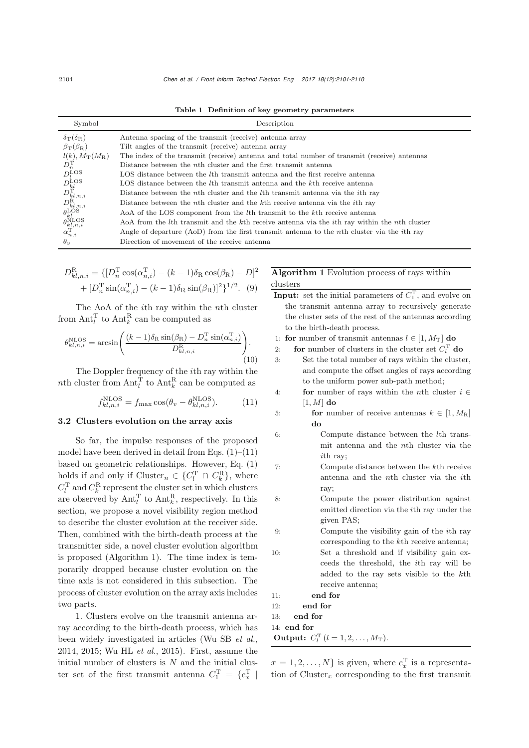**Table 1 Definition of key geometry parameters**

| Symbol | Description |
|---|---|
| $\delta_{\mathrm{T}}(\delta_{\mathrm{R}})$ | Antenna spacing of the transmit (receive) antenna array |
| $\beta_{\mathrm{T}}(\beta_{\mathrm{R}})$ | Tilt angles of the transmit (receive) antenna array |
| $l(k), M_{\mathrm{T}}(M_{\mathrm{R}})$ | The index of the transmit (receive) antenna and total number of transmit (receive) antennas |
| $D_n^{\mathrm{T}}$ | Distance between the $n$th cluster and the first transmit antenna |
| $D_l^{\mathrm{LOS}}$ | LOS distance between the $l$th transmit antenna and the first receive antenna |
| $D_{kl}^{\mathrm{LOS}}$ | LOS distance between the $l$th transmit antenna and the $k$th receive antenna |
| $D_{kl,n,i}^{\mathrm{T}}$ | Distance between the $n$th cluster and the $l$th transmit antenna via the $i$th ray |
| $D_{kl,n,i}^{\mathrm{R}}$ | Distance between the $n$th cluster and the $k$th receive antenna via the $i$th ray |
| $\theta_{kl}^{\mathrm{LOS}}$ | AoA of the LOS component from the $l$th transmit to the $k$th receive antenna |
| $\theta_{kl,n,i}^{\mathrm{NLOS}}$ | AoA from the $l$th transmit and the $k$th receive antenna via the $i$th ray within the $n$th cluster |
| $\alpha_{n,i}^{\mathrm{T}}$ | Angle of departure (AoD) from the first transmit antenna to the $n$th cluster via the $i$th ray |
| $\theta_v$ | Direction of movement of the receive antenna |

$$D_{kl,n,i}^{\mathrm{R}} = \{[D_n^{\mathrm{T}}\cos(\alpha_{n,i}^{\mathrm{T}}) - (k-1)\delta_{\mathrm{R}}\cos(\beta_{\mathrm{R}}) - D]^2 + [D_n^{\mathrm{T}}\sin(\alpha_{n,i}^{\mathrm{T}}) - (k-1)\delta_{\mathrm{R}}\sin(\beta_{\mathrm{R}})]^2\}^{1/2}. \quad (9)$$

The AoA of the $i$th ray within the $n$th cluster from $\mathrm{Ant}_l^{\mathrm{T}}$ to $\mathrm{Ant}_k^{\mathrm{R}}$ can be computed as

$$\theta_{kl,n,i}^{\mathrm{NLOS}} = \arcsin\left(\frac{(k-1)\delta_{\mathrm{R}}\sin(\beta_{\mathrm{R}}) - D_n^{\mathrm{T}}\sin(\alpha_{n,i}^{\mathrm{T}})}{D_{kl,n,i}^{\mathrm{R}}}\right). \quad (10)$$

The Doppler frequency of the $i$th ray within the $n$th cluster from $\mathrm{Ant}_l^{\mathrm{T}}$ to $\mathrm{Ant}_k^{\mathrm{R}}$ can be computed as

$$f_{kl,n,i}^{\mathrm{NLOS}} = f_{\max}\cos(\theta_v - \theta_{kl,n,i}^{\mathrm{NLOS}}). \quad (11)$$

### 3.2 Clusters evolution on the array axis

So far, the impulse responses of the proposed model have been derived in detail from Eqs. (1)–(11) based on geometric relationships. However, Eq. (1) holds if and only if $\mathrm{Cluster}_n \in \{C_l^{\mathrm{T}} \cap C_k^{\mathrm{R}}\}$, where $C_l^{\mathrm{T}}$ and $C_k^{\mathrm{R}}$ represent the cluster set in which clusters are observed by $\mathrm{Ant}_l^{\mathrm{T}}$ to $\mathrm{Ant}_k^{\mathrm{R}}$, respectively. In this section, we propose a novel visibility region method to describe the cluster evolution at the receiver side. Then, combined with the birth-death process at the transmitter side, a novel cluster evolution algorithm is proposed (Algorithm 1). The time index is temporarily dropped because cluster evolution on the time axis is not considered in this subsection. The process of cluster evolution on the array axis includes two parts.

1. Clusters evolve on the transmit antenna array according to the birth-death process, which has been widely investigated in articles (Wu SB *et al.*, 2014, 2015; Wu HL *et al.*, 2015). First, assume the initial number of clusters is $N$ and the initial cluster set of the first transmit antenna $C_1^{\mathrm{T}} = \{c_x^{\mathrm{T}} \mid x = 1, 2, \ldots, N\}$ is given, where $c_x^{\mathrm{T}}$ is a representation of $\mathrm{Cluster}_x$ corresponding to the first transmit

**Algorithm 1** Evolution process of rays within clusters

**Input:** set the initial parameters of $C_1^{\mathrm{T}}$, and evolve on the transmit antenna array to recursively generate the cluster sets of the rest of the antennas according to the birth-death process.

1: **for** number of transmit antennas $l \in [1, M_{\mathrm{T}}]$ **do**
2: &nbsp;&nbsp;**for** number of clusters in the cluster set $C_l^{\mathrm{T}}$ **do**
3: &nbsp;&nbsp;&nbsp;&nbsp;Set the total number of rays within the cluster, and compute the offset angles of rays according to the uniform power sub-path method;
4: &nbsp;&nbsp;&nbsp;&nbsp;**for** number of rays within the $n$th cluster $i \in [1, M]$ **do**
5: &nbsp;&nbsp;&nbsp;&nbsp;&nbsp;&nbsp;**for** number of receive antennas $k \in [1, M_{\mathrm{R}}]$ **do**
6: &nbsp;&nbsp;&nbsp;&nbsp;&nbsp;&nbsp;&nbsp;&nbsp;Compute distance between the $l$th transmit antenna and the $n$th cluster via the $i$th ray;
7: &nbsp;&nbsp;&nbsp;&nbsp;&nbsp;&nbsp;&nbsp;&nbsp;Compute distance between the $k$th receive antenna and the $n$th cluster via the $i$th ray;
8: &nbsp;&nbsp;&nbsp;&nbsp;&nbsp;&nbsp;&nbsp;&nbsp;Compute the power distribution against emitted direction via the $i$th ray under the given PAS;
9: &nbsp;&nbsp;&nbsp;&nbsp;&nbsp;&nbsp;&nbsp;&nbsp;Compute the visibility gain of the $i$th ray corresponding to the $k$th receive antenna;
10: &nbsp;&nbsp;&nbsp;&nbsp;&nbsp;&nbsp;&nbsp;Set a threshold and if visibility gain exceeds the threshold, the $i$th ray will be added to the ray sets visible to the $k$th receive antenna;
11: &nbsp;&nbsp;&nbsp;&nbsp;&nbsp;**end for**
12: &nbsp;&nbsp;&nbsp;**end for**
13: &nbsp;**end for**
14: **end for**

**Output:** $C_l^{\mathrm{T}}$ $(l = 1, 2, \ldots, M_{\mathrm{T}})$.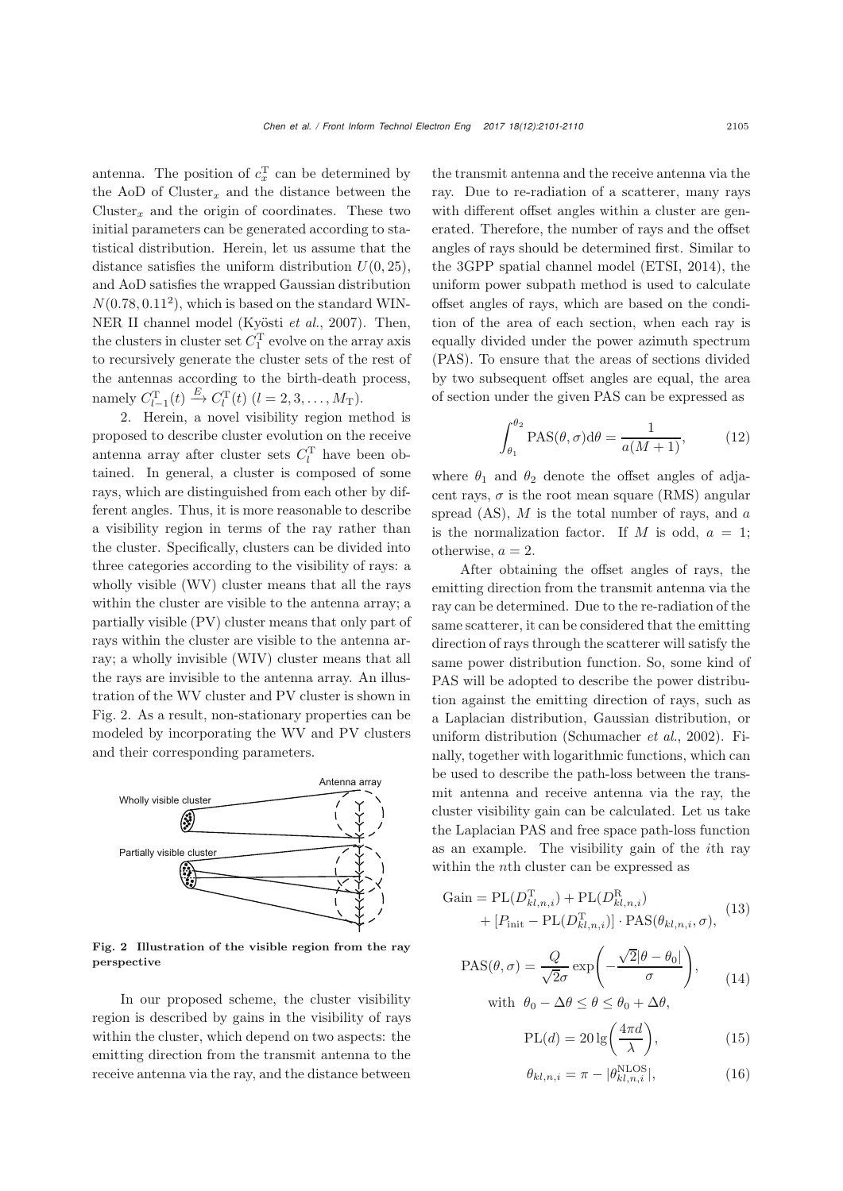antenna. The position of $c_x^{\mathrm{T}}$ can be determined by the AoD of Cluster$_x$ and the distance between the Cluster$_x$ and the origin of coordinates. These two initial parameters can be generated according to statistical distribution. Herein, let us assume that the distance satisfies the uniform distribution $U(0, 25)$, and AoD satisfies the wrapped Gaussian distribution $N(0.78, 0.11^2)$, which is based on the standard WINNER II channel model (Kyösti *et al.*, 2007). Then, the clusters in cluster set $C_1^{\mathrm{T}}$ evolve on the array axis to recursively generate the cluster sets of the rest of the antennas according to the birth-death process, namely $C_{l-1}^{\mathrm{T}}(t) \xrightarrow{E} C_l^{\mathrm{T}}(t)$ $(l = 2, 3, \ldots, M_{\mathrm{T}})$.

2. Herein, a novel visibility region method is proposed to describe cluster evolution on the receive antenna array after cluster sets $C_l^{\mathrm{T}}$ have been obtained. In general, a cluster is composed of some rays, which are distinguished from each other by different angles. Thus, it is more reasonable to describe a visibility region in terms of the ray rather than the cluster. Specifically, clusters can be divided into three categories according to the visibility of rays: a wholly visible (WV) cluster means that all the rays within the cluster are visible to the antenna array; a partially visible (PV) cluster means that only part of rays within the cluster are visible to the antenna array; a wholly invisible (WIV) cluster means that all the rays are invisible to the antenna array. An illustration of the WV cluster and PV cluster is shown in Fig. 2. As a result, non-stationary properties can be modeled by incorporating the WV and PV clusters and their corresponding parameters.

**Fig. 2 Illustration of the visible region from the ray perspective**

In our proposed scheme, the cluster visibility region is described by gains in the visibility of rays within the cluster, which depend on two aspects: the emitting direction from the transmit antenna to the receive antenna via the ray, and the distance between the transmit antenna and the receive antenna via the ray. Due to re-radiation of a scatterer, many rays with different offset angles within a cluster are generated. Therefore, the number of rays and the offset angles of rays should be determined first. Similar to the 3GPP spatial channel model (ETSI, 2014), the uniform power subpath method is used to calculate offset angles of rays, which are based on the condition of the area of each section, when each ray is equally divided under the power azimuth spectrum (PAS). To ensure that the areas of sections divided by two subsequent offset angles are equal, the area of section under the given PAS can be expressed as

$$\int_{\theta_1}^{\theta_2} \mathrm{PAS}(\theta, \sigma)\mathrm{d}\theta = \frac{1}{a(M+1)}, \tag{12}$$

where $\theta_1$ and $\theta_2$ denote the offset angles of adjacent rays, $\sigma$ is the root mean square (RMS) angular spread (AS), $M$ is the total number of rays, and $a$ is the normalization factor. If $M$ is odd, $a = 1$; otherwise, $a = 2$.

After obtaining the offset angles of rays, the emitting direction from the transmit antenna via the ray can be determined. Due to the re-radiation of the same scatterer, it can be considered that the emitting direction of rays through the scatterer will satisfy the same power distribution function. So, some kind of PAS will be adopted to describe the power distribution against the emitting direction of rays, such as a Laplacian distribution, Gaussian distribution, or uniform distribution (Schumacher *et al.*, 2002). Finally, together with logarithmic functions, which can be used to describe the path-loss between the transmit antenna and receive antenna via the ray, the cluster visibility gain can be calculated. Let us take the Laplacian PAS and free space path-loss function as an example. The visibility gain of the $i$th ray within the $n$th cluster can be expressed as

$$\begin{aligned}\mathrm{Gain} = &\ \mathrm{PL}(D_{kl,n,i}^{\mathrm{T}}) + \mathrm{PL}(D_{kl,n,i}^{\mathrm{R}}) \\ &+ [P_{\mathrm{init}} - \mathrm{PL}(D_{kl,n,i}^{\mathrm{T}})] \cdot \mathrm{PAS}(\theta_{kl,n,i}, \sigma),\end{aligned} \tag{13}$$

$$\mathrm{PAS}(\theta, \sigma) = \frac{Q}{\sqrt{2}\sigma} \exp\left(-\frac{\sqrt{2}|\theta - \theta_0|}{\sigma}\right), \quad \text{with} \ \ \theta_0 - \Delta\theta \leq \theta \leq \theta_0 + \Delta\theta, \tag{14}$$

$$\mathrm{PL}(d) = 20\lg\left(\frac{4\pi d}{\lambda}\right), \tag{15}$$

$$\theta_{kl,n,i} = \pi - |\theta_{kl,n,i}^{\mathrm{NLOS}}|, \tag{16}$$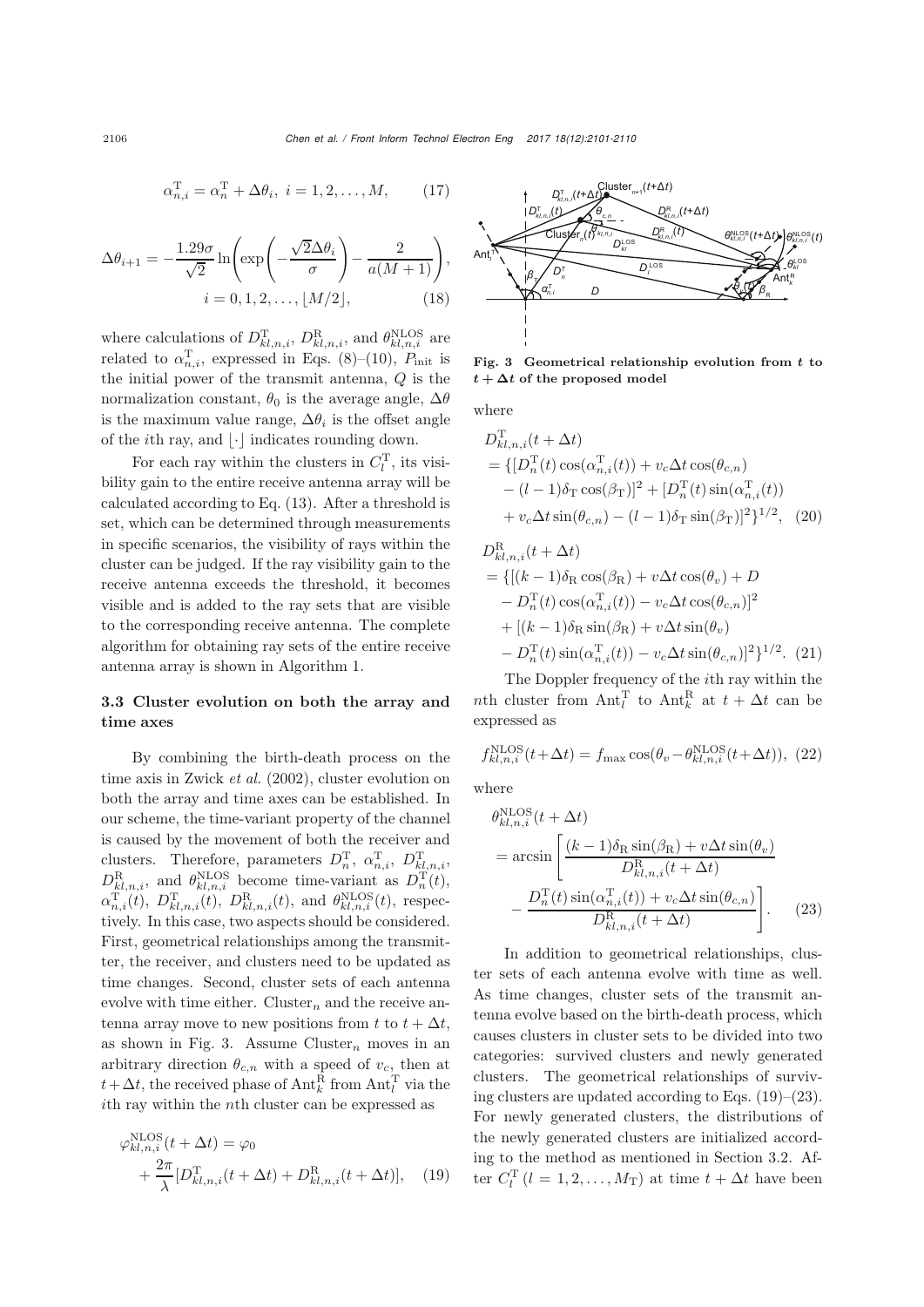$$\alpha_{n,i}^{\mathrm{T}} = \alpha_n^{\mathrm{T}} + \Delta\theta_i,\ i = 1, 2, \ldots, M, \tag{17}$$

$$\Delta\theta_{i+1} = -\frac{1.29\sigma}{\sqrt{2}} \ln\left(\exp\left(-\frac{\sqrt{2}\Delta\theta_i}{\sigma}\right) - \frac{2}{a(M+1)}\right),$$
$$i = 0, 1, 2, \ldots, \lfloor M/2 \rfloor, \tag{18}$$

where calculations of $D_{kl,n,i}^{\mathrm{T}}$, $D_{kl,n,i}^{\mathrm{R}}$, and $\theta_{kl,n,i}^{\mathrm{NLOS}}$ are related to $\alpha_{n,i}^{\mathrm{T}}$, expressed in Eqs. (8)–(10), $P_{\mathrm{init}}$ is the initial power of the transmit antenna, $Q$ is the normalization constant, $\theta_0$ is the average angle, $\Delta\theta$ is the maximum value range, $\Delta\theta_i$ is the offset angle of the $i$th ray, and $\lfloor\cdot\rfloor$ indicates rounding down.

For each ray within the clusters in $C_l^{\mathrm{T}}$, its visibility gain to the entire receive antenna array will be calculated according to Eq. (13). After a threshold is set, which can be determined through measurements in specific scenarios, the visibility of rays within the cluster can be judged. If the ray visibility gain to the receive antenna exceeds the threshold, it becomes visible and is added to the ray sets that are visible to the corresponding receive antenna. The complete algorithm for obtaining ray sets of the entire receive antenna array is shown in Algorithm 1.

### 3.3 Cluster evolution on both the array and time axes

By combining the birth-death process on the time axis in Zwick *et al.* (2002), cluster evolution on both the array and time axes can be established. In our scheme, the time-variant property of the channel is caused by the movement of both the receiver and clusters. Therefore, parameters $D_n^{\mathrm{T}}$, $\alpha_{n,i}^{\mathrm{T}}$, $D_{kl,n,i}^{\mathrm{T}}$, $D_{kl,n,i}^{\mathrm{R}}$, and $\theta_{kl,n,i}^{\mathrm{NLOS}}$ become time-variant as $D_n^{\mathrm{T}}(t)$, $\alpha_{n,i}^{\mathrm{T}}(t)$, $D_{kl,n,i}^{\mathrm{T}}(t)$, $D_{kl,n,i}^{\mathrm{R}}(t)$, and $\theta_{kl,n,i}^{\mathrm{NLOS}}(t)$, respectively. In this case, two aspects should be considered. First, geometrical relationships among the transmitter, the receiver, and clusters need to be updated as time changes. Second, cluster sets of each antenna evolve with time either. $\mathrm{Cluster}_n$ and the receive antenna array move to new positions from $t$ to $t + \Delta t$, as shown in Fig. 3. Assume $\mathrm{Cluster}_n$ moves in an arbitrary direction $\theta_{c,n}$ with a speed of $v_c$, then at $t+\Delta t$, the received phase of $\mathrm{Ant}_k^{\mathrm{R}}$ from $\mathrm{Ant}_l^{\mathrm{T}}$ via the $i$th ray within the $n$th cluster can be expressed as

$$\varphi_{kl,n,i}^{\mathrm{NLOS}}(t+\Delta t) = \varphi_0 + \frac{2\pi}{\lambda}[D_{kl,n,i}^{\mathrm{T}}(t+\Delta t) + D_{kl,n,i}^{\mathrm{R}}(t+\Delta t)], \tag{19}$$

**Fig. 3 Geometrical relationship evolution from $t$ to $t + \Delta t$ of the proposed model**

where

$$\begin{aligned} &D_{kl,n,i}^{\mathrm{T}}(t+\Delta t) \\ &= \{[D_n^{\mathrm{T}}(t)\cos(\alpha_{n,i}^{\mathrm{T}}(t)) + v_c\Delta t\cos(\theta_{c,n}) \\ &\quad - (l-1)\delta_{\mathrm{T}}\cos(\beta_{\mathrm{T}})]^2 + [D_n^{\mathrm{T}}(t)\sin(\alpha_{n,i}^{\mathrm{T}}(t)) \\ &\quad + v_c\Delta t\sin(\theta_{c,n}) - (l-1)\delta_{\mathrm{T}}\sin(\beta_{\mathrm{T}})]^2\}^{1/2}, \end{aligned} \tag{20}$$

$$\begin{aligned} &D_{kl,n,i}^{\mathrm{R}}(t+\Delta t) \\ &= \{[(k-1)\delta_{\mathrm{R}}\cos(\beta_{\mathrm{R}}) + v\Delta t\cos(\theta_v) + D \\ &\quad - D_n^{\mathrm{T}}(t)\cos(\alpha_{n,i}^{\mathrm{T}}(t)) - v_c\Delta t\cos(\theta_{c,n})]^2 \\ &\quad + [(k-1)\delta_{\mathrm{R}}\sin(\beta_{\mathrm{R}}) + v\Delta t\sin(\theta_v) \\ &\quad - D_n^{\mathrm{T}}(t)\sin(\alpha_{n,i}^{\mathrm{T}}(t)) - v_c\Delta t\sin(\theta_{c,n})]^2\}^{1/2}. \end{aligned} \tag{21}$$

The Doppler frequency of the $i$th ray within the $n$th cluster from $\mathrm{Ant}_l^{\mathrm{T}}$ to $\mathrm{Ant}_k^{\mathrm{R}}$ at $t + \Delta t$ can be expressed as

$$f_{kl,n,i}^{\mathrm{NLOS}}(t+\Delta t) = f_{\max}\cos(\theta_v - \theta_{kl,n,i}^{\mathrm{NLOS}}(t+\Delta t)), \tag{22}$$

where

$$\begin{aligned} &\theta_{kl,n,i}^{\mathrm{NLOS}}(t+\Delta t) \\ &= \arcsin\left[\frac{(k-1)\delta_{\mathrm{R}}\sin(\beta_{\mathrm{R}}) + v\Delta t\sin(\theta_v)}{D_{kl,n,i}^{\mathrm{R}}(t+\Delta t)} \right. \\ &\quad \left. - \frac{D_n^{\mathrm{T}}(t)\sin(\alpha_{n,i}^{\mathrm{T}}(t)) + v_c\Delta t\sin(\theta_{c,n})}{D_{kl,n,i}^{\mathrm{R}}(t+\Delta t)}\right]. \end{aligned} \tag{23}$$

In addition to geometrical relationships, cluster sets of each antenna evolve with time as well. As time changes, cluster sets of the transmit antenna evolve based on the birth-death process, which causes clusters in cluster sets to be divided into two categories: survived clusters and newly generated clusters. The geometrical relationships of surviving clusters are updated according to Eqs. (19)–(23). For newly generated clusters, the distributions of the newly generated clusters are initialized according to the method as mentioned in Section 3.2. After $C_l^{\mathrm{T}}$ $(l = 1, 2, \ldots, M_{\mathrm{T}})$ at time $t + \Delta t$ have been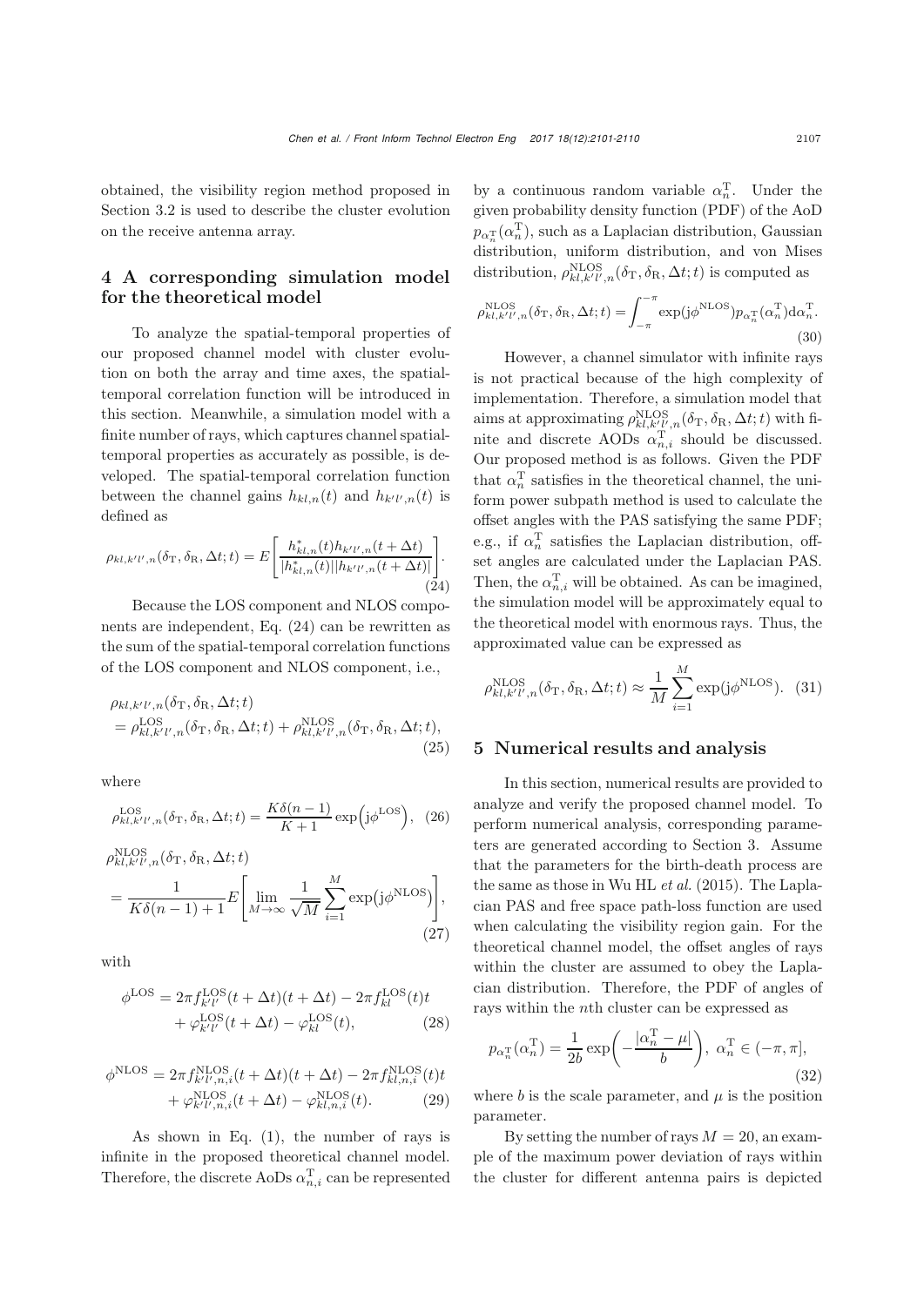obtained, the visibility region method proposed in Section 3.2 is used to describe the cluster evolution on the receive antenna array.

## 4 A corresponding simulation model for the theoretical model

To analyze the spatial-temporal properties of our proposed channel model with cluster evolution on both the array and time axes, the spatial-temporal correlation function will be introduced in this section. Meanwhile, a simulation model with a finite number of rays, which captures channel spatial-temporal properties as accurately as possible, is developed. The spatial-temporal correlation function between the channel gains $h_{kl,n}(t)$ and $h_{k'l',n}(t)$ is defined as

$$\rho_{kl,k'l',n}(\delta_{\mathrm{T}},\delta_{\mathrm{R}},\Delta t;t)=E\left[\frac{h^{*}_{kl,n}(t)h_{k'l',n}(t+\Delta t)}{|h^{*}_{kl,n}(t)||h_{k'l',n}(t+\Delta t)|}\right]. \tag{24}$$

Because the LOS component and NLOS components are independent, Eq. (24) can be rewritten as the sum of the spatial-temporal correlation functions of the LOS component and NLOS component, i.e.,

$$\begin{aligned}&\rho_{kl,k'l',n}(\delta_{\mathrm{T}},\delta_{\mathrm{R}},\Delta t;t)\\&=\rho^{\mathrm{LOS}}_{kl,k'l',n}(\delta_{\mathrm{T}},\delta_{\mathrm{R}},\Delta t;t)+\rho^{\mathrm{NLOS}}_{kl,k'l',n}(\delta_{\mathrm{T}},\delta_{\mathrm{R}},\Delta t;t),\end{aligned} \tag{25}$$

where

$$\rho^{\mathrm{LOS}}_{kl,k'l',n}(\delta_{\mathrm{T}},\delta_{\mathrm{R}},\Delta t;t)=\frac{K\delta(n-1)}{K+1}\exp\left(\mathrm{j}\phi^{\mathrm{LOS}}\right), \tag{26}$$

$$\begin{aligned}&\rho^{\mathrm{NLOS}}_{kl,k'l',n}(\delta_{\mathrm{T}},\delta_{\mathrm{R}},\Delta t;t)\\&=\frac{1}{K\delta(n-1)+1}E\left[\lim_{M\to\infty}\frac{1}{\sqrt{M}}\sum_{i=1}^{M}\exp\left(\mathrm{j}\phi^{\mathrm{NLOS}}\right)\right],\end{aligned} \tag{27}$$

with

$$\begin{aligned}\phi^{\mathrm{LOS}}=&\,2\pi f^{\mathrm{LOS}}_{k'l'}(t+\Delta t)(t+\Delta t)-2\pi f^{\mathrm{LOS}}_{kl}(t)t\\&+\varphi^{\mathrm{LOS}}_{k'l'}(t+\Delta t)-\varphi^{\mathrm{LOS}}_{kl}(t),\end{aligned} \tag{28}$$

$$\begin{aligned}\phi^{\mathrm{NLOS}}=&\,2\pi f^{\mathrm{NLOS}}_{k'l',n,i}(t+\Delta t)(t+\Delta t)-2\pi f^{\mathrm{NLOS}}_{kl,n,i}(t)t\\&+\varphi^{\mathrm{NLOS}}_{k'l',n,i}(t+\Delta t)-\varphi^{\mathrm{NLOS}}_{kl,n,i}(t).\end{aligned} \tag{29}$$

As shown in Eq. (1), the number of rays is infinite in the proposed theoretical channel model. Therefore, the discrete AoDs $\alpha^{\mathrm{T}}_{n,i}$ can be represented by a continuous random variable $\alpha^{\mathrm{T}}_{n}$. Under the given probability density function (PDF) of the AoD $p_{\alpha^{\mathrm{T}}_{n}}(\alpha^{\mathrm{T}}_{n})$, such as a Laplacian distribution, Gaussian distribution, uniform distribution, and von Mises distribution, $\rho^{\mathrm{NLOS}}_{kl,k'l',n}(\delta_{\mathrm{T}},\delta_{\mathrm{R}},\Delta t;t)$ is computed as

$$\rho^{\mathrm{NLOS}}_{kl,k'l',n}(\delta_{\mathrm{T}},\delta_{\mathrm{R}},\Delta t;t)=\int_{-\pi}^{-\pi}\exp(\mathrm{j}\phi^{\mathrm{NLOS}})p_{\alpha^{\mathrm{T}}_{n}}(\alpha^{\mathrm{T}}_{n})\mathrm{d}\alpha^{\mathrm{T}}_{n}. \tag{30}$$

However, a channel simulator with infinite rays is not practical because of the high complexity of implementation. Therefore, a simulation model that aims at approximating $\rho^{\mathrm{NLOS}}_{kl,k'l',n}(\delta_{\mathrm{T}},\delta_{\mathrm{R}},\Delta t;t)$ with finite and discrete AODs $\alpha^{\mathrm{T}}_{n,i}$ should be discussed. Our proposed method is as follows. Given the PDF that $\alpha^{\mathrm{T}}_{n}$ satisfies in the theoretical channel, the uniform power subpath method is used to calculate the offset angles with the PAS satisfying the same PDF; e.g., if $\alpha^{\mathrm{T}}_{n}$ satisfies the Laplacian distribution, offset angles are calculated under the Laplacian PAS. Then, the $\alpha^{\mathrm{T}}_{n,i}$ will be obtained. As can be imagined, the simulation model will be approximately equal to the theoretical model with enormous rays. Thus, the approximated value can be expressed as

$$\rho^{\mathrm{NLOS}}_{kl,k'l',n}(\delta_{\mathrm{T}},\delta_{\mathrm{R}},\Delta t;t)\approx\frac{1}{M}\sum_{i=1}^{M}\exp(\mathrm{j}\phi^{\mathrm{NLOS}}). \tag{31}$$

## 5 Numerical results and analysis

In this section, numerical results are provided to analyze and verify the proposed channel model. To perform numerical analysis, corresponding parameters are generated according to Section 3. Assume that the parameters for the birth-death process are the same as those in Wu HL *et al.* (2015). The Laplacian PAS and free space path-loss function are used when calculating the visibility region gain. For the theoretical channel model, the offset angles of rays within the cluster are assumed to obey the Laplacian distribution. Therefore, the PDF of angles of rays within the $n$th cluster can be expressed as

$$p_{\alpha^{\mathrm{T}}_{n}}(\alpha^{\mathrm{T}}_{n})=\frac{1}{2b}\exp\left(-\frac{|\alpha^{\mathrm{T}}_{n}-\mu|}{b}\right),\ \alpha^{\mathrm{T}}_{n}\in(-\pi,\pi], \tag{32}$$

where $b$ is the scale parameter, and $\mu$ is the position parameter.

By setting the number of rays $M=20$, an example of the maximum power deviation of rays within the cluster for different antenna pairs is depicted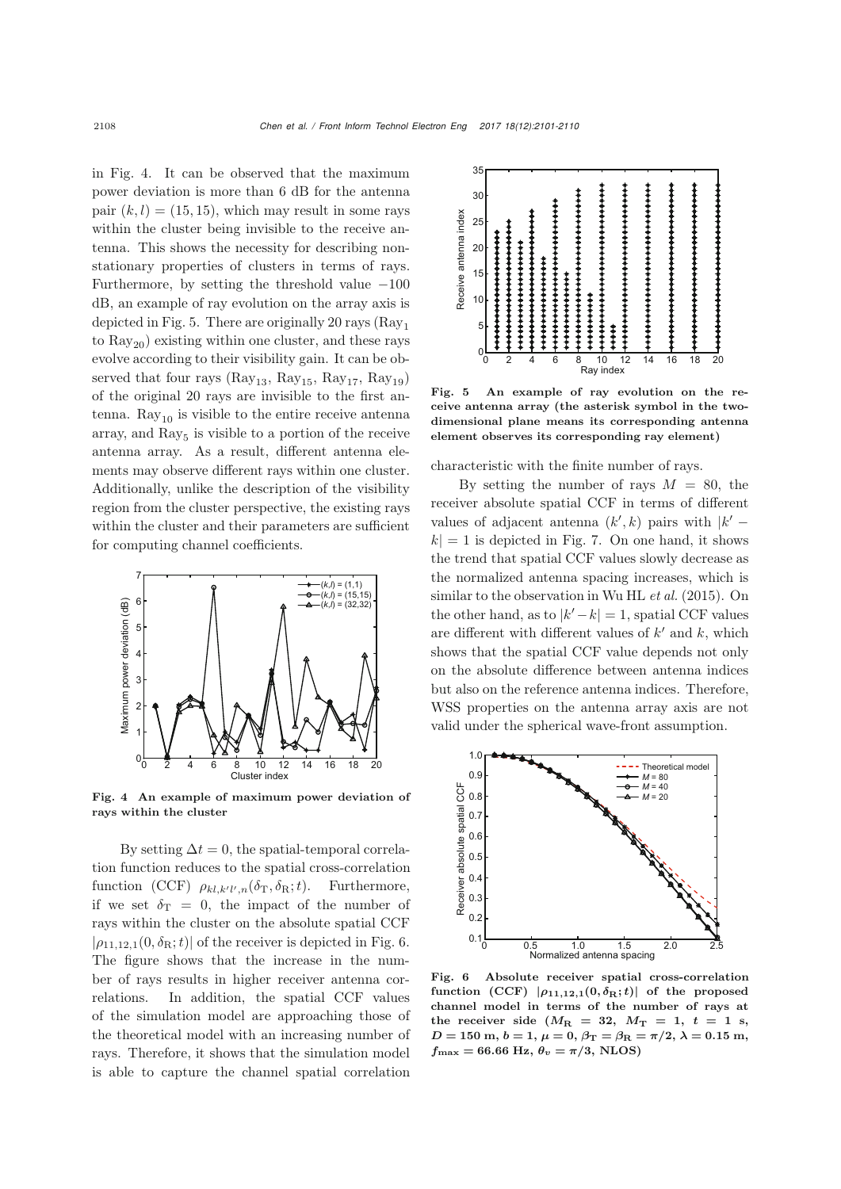in Fig. 4. It can be observed that the maximum power deviation is more than 6 dB for the antenna pair $(k,l)=(15,15)$, which may result in some rays within the cluster being invisible to the receive antenna. This shows the necessity for describing non-stationary properties of clusters in terms of rays. Furthermore, by setting the threshold value −100 dB, an example of ray evolution on the array axis is depicted in Fig. 5. There are originally 20 rays ($\mathrm{Ray}_1$ to $\mathrm{Ray}_{20}$) existing within one cluster, and these rays evolve according to their visibility gain. It can be observed that four rays ($\mathrm{Ray}_{13}$, $\mathrm{Ray}_{15}$, $\mathrm{Ray}_{17}$, $\mathrm{Ray}_{19}$) of the original 20 rays are invisible to the first antenna. $\mathrm{Ray}_{10}$ is visible to the entire receive antenna array, and $\mathrm{Ray}_5$ is visible to a portion of the receive antenna array. As a result, different antenna elements may observe different rays within one cluster. Additionally, unlike the description of the visibility region from the cluster perspective, the existing rays within the cluster and their parameters are sufficient for computing channel coefficients.

**Fig. 4 An example of maximum power deviation of rays within the cluster**

**Fig. 5 An example of ray evolution on the receive antenna array (the asterisk symbol in the two-dimensional plane means its corresponding antenna element observes its corresponding ray element)**

By setting $\Delta t=0$, the spatial-temporal correlation function reduces to the spatial cross-correlation function (CCF) $\rho_{kl,k'l',n}(\delta_{\mathrm{T}},\delta_{\mathrm{R}};t)$. Furthermore, if we set $\delta_{\mathrm{T}}=0$, the impact of the number of rays within the cluster on the absolute spatial CCF $|\rho_{11,12,1}(0,\delta_{\mathrm{R}};t)|$ of the receiver is depicted in Fig. 6. The figure shows that the increase in the number of rays results in higher receiver antenna correlations. In addition, the spatial CCF values of the simulation model are approaching those of the theoretical model with an increasing number of rays. Therefore, it shows that the simulation model is able to capture the channel spatial correlation characteristic with the finite number of rays.

By setting the number of rays $M=80$, the receiver absolute spatial CCF in terms of different values of adjacent antenna $(k',k)$ pairs with $|k'-k|=1$ is depicted in Fig. 7. On one hand, it shows the trend that spatial CCF values slowly decrease as the normalized antenna spacing increases, which is similar to the observation in Wu HL *et al.* (2015). On the other hand, as to $|k'-k|=1$, spatial CCF values are different with different values of $k'$ and $k$, which shows that the spatial CCF value depends not only on the absolute difference between antenna indices but also on the reference antenna indices. Therefore, WSS properties on the antenna array axis are not valid under the spherical wave-front assumption.

**Fig. 6 Absolute receiver spatial cross-correlation function (CCF) $|\rho_{11,12,1}(0,\delta_{\mathrm{R}};t)|$ of the proposed channel model in terms of the number of rays at the receiver side ($M_{\mathrm{R}}=32$, $M_{\mathrm{T}}=1$, $t=1$ s, $D=150$ m, $b=1$, $\mu=0$, $\beta_{\mathrm{T}}=\beta_{\mathrm{R}}=\pi/2$, $\lambda=0.15$ m, $f_{\max}=66.66$ Hz, $\theta_v=\pi/3$, NLOS)**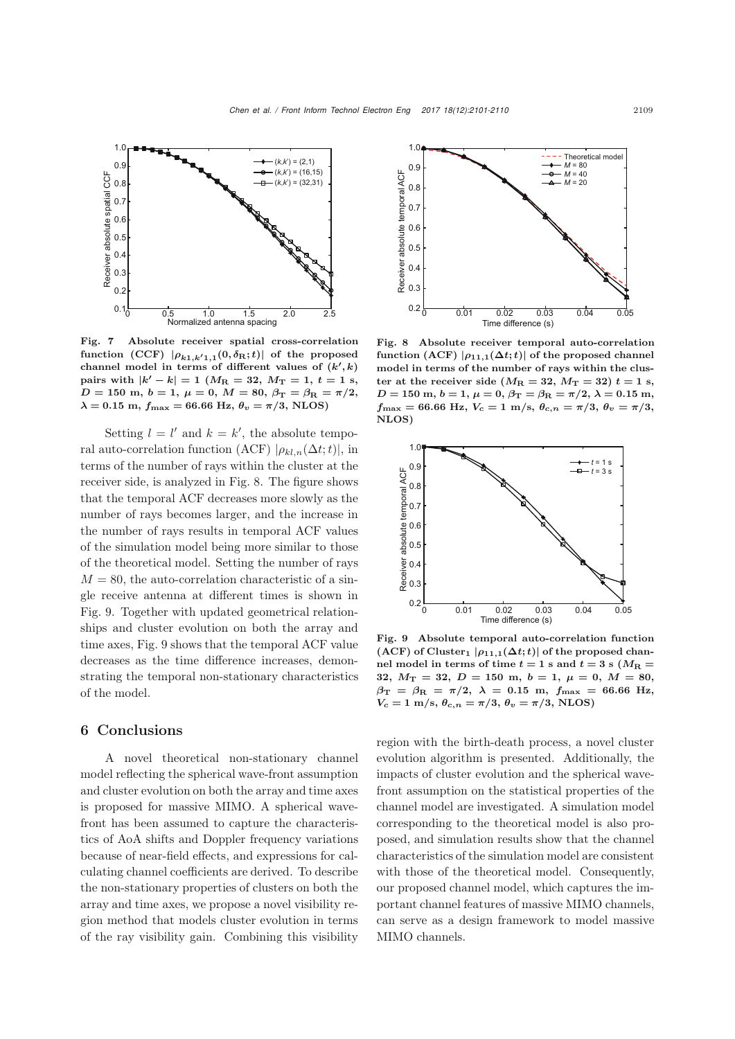**Fig. 7 Absolute receiver spatial cross-correlation function (CCF) $|\rho_{k1,k'1,1}(0,\delta_\mathrm{R};t)|$ of the proposed channel model in terms of different values of $(k',k)$ pairs with $|k'-k|=1$ ($M_\mathrm{R}=32$, $M_\mathrm{T}=1$, $t=1$ s, $D=150$ m, $b=1$, $\mu=0$, $M=80$, $\beta_\mathrm{T}=\beta_\mathrm{R}=\pi/2$, $\lambda=0.15$ m, $f_{\max}=66.66$ Hz, $\theta_v=\pi/3$, NLOS)**

Setting $l=l'$ and $k=k'$, the absolute temporal auto-correlation function (ACF) $|\rho_{kl,n}(\Delta t;t)|$, in terms of the number of rays within the cluster at the receiver side, is analyzed in Fig. 8. The figure shows that the temporal ACF decreases more slowly as the number of rays becomes larger, and the increase in the number of rays results in temporal ACF values of the simulation model being more similar to those of the theoretical model. Setting the number of rays $M=80$, the auto-correlation characteristic of a single receive antenna at different times is shown in Fig. 9. Together with updated geometrical relationships and cluster evolution on both the array and time axes, Fig. 9 shows that the temporal ACF value decreases as the time difference increases, demonstrating the temporal non-stationary characteristics of the model.

**Fig. 8 Absolute receiver temporal auto-correlation function (ACF) $|\rho_{11,1}(\Delta t;t)|$ of the proposed channel model in terms of the number of rays within the cluster at the receiver side ($M_\mathrm{R}=32$, $M_\mathrm{T}=32$) $t=1$ s, $D=150$ m, $b=1$, $\mu=0$, $\beta_\mathrm{T}=\beta_\mathrm{R}=\pi/2$, $\lambda=0.15$ m, $f_{\max}=66.66$ Hz, $V_\mathrm{c}=1$ m/s, $\theta_{c,n}=\pi/3$, $\theta_v=\pi/3$, NLOS)**

**Fig. 9 Absolute temporal auto-correlation function (ACF) of Cluster$_1$ $|\rho_{11,1}(\Delta t;t)|$ of the proposed channel model in terms of time $t=1$ s and $t=3$ s ($M_\mathrm{R}=32$, $M_\mathrm{T}=32$, $D=150$ m, $b=1$, $\mu=0$, $M=80$, $\beta_\mathrm{T}=\beta_\mathrm{R}=\pi/2$, $\lambda=0.15$ m, $f_{\max}=66.66$ Hz, $V_c=1$ m/s, $\theta_{c,n}=\pi/3$, $\theta_v=\pi/3$, NLOS)**

## 6 Conclusions

A novel theoretical non-stationary channel model reflecting the spherical wave-front assumption and cluster evolution on both the array and time axes is proposed for massive MIMO. A spherical wavefront has been assumed to capture the characteristics of AoA shifts and Doppler frequency variations because of near-field effects, and expressions for calculating channel coefficients are derived. To describe the non-stationary properties of clusters on both the array and time axes, we propose a novel visibility region method that models cluster evolution in terms of the ray visibility gain. Combining this visibility region with the birth-death process, a novel cluster evolution algorithm is presented. Additionally, the impacts of cluster evolution and the spherical wavefront assumption on the statistical properties of the channel model are investigated. A simulation model corresponding to the theoretical model is also proposed, and simulation results show that the channel characteristics of the simulation model are consistent with those of the theoretical model. Consequently, our proposed channel model, which captures the important channel features of massive MIMO channels, can serve as a design framework to model massive MIMO channels.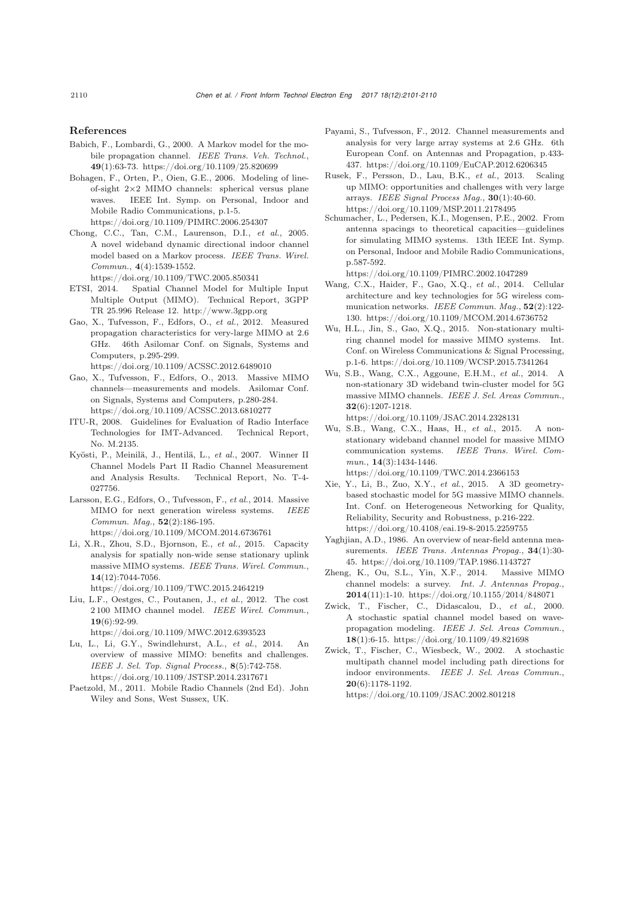## References

Babich, F., Lombardi, G., 2000. A Markov model for the mobile propagation channel. *IEEE Trans. Veh. Technol.*, **49**(1):63-73. https://doi.org/10.1109/25.820699

Bohagen, F., Orten, P., Oien, G.E., 2006. Modeling of line-of-sight 2×2 MIMO channels: spherical versus plane waves. IEEE Int. Symp. on Personal, Indoor and Mobile Radio Communications, p.1-5. https://doi.org/10.1109/PIMRC.2006.254307

Chong, C.C., Tan, C.M., Laurenson, D.I., *et al.*, 2005. A novel wideband dynamic directional indoor channel model based on a Markov process. *IEEE Trans. Wirel. Commun.*, **4**(4):1539-1552. https://doi.org/10.1109/TWC.2005.850341

ETSI, 2014. Spatial Channel Model for Multiple Input Multiple Output (MIMO). Technical Report, 3GPP TR 25.996 Release 12. http://www.3gpp.org

Gao, X., Tufvesson, F., Edfors, O., *et al.*, 2012. Measured propagation characteristics for very-large MIMO at 2.6 GHz. 46th Asilomar Conf. on Signals, Systems and Computers, p.295-299. https://doi.org/10.1109/ACSSC.2012.6489010

Gao, X., Tufvesson, F., Edfors, O., 2013. Massive MIMO channels—measurements and models. Asilomar Conf. on Signals, Systems and Computers, p.280-284. https://doi.org/10.1109/ACSSC.2013.6810277

ITU-R, 2008. Guidelines for Evaluation of Radio Interface Technologies for IMT-Advanced. Technical Report, No. M.2135.

Kyösti, P., Meinilä, J., Hentilä, L., *et al.*, 2007. Winner II Channel Models Part II Radio Channel Measurement and Analysis Results. Technical Report, No. T-4-027756.

Larsson, E.G., Edfors, O., Tufvesson, F., *et al.*, 2014. Massive MIMO for next generation wireless systems. *IEEE Commun. Mag.*, **52**(2):186-195. https://doi.org/10.1109/MCOM.2014.6736761

Li, X.R., Zhou, S.D., Bjornson, E., *et al.*, 2015. Capacity analysis for spatially non-wide sense stationary uplink massive MIMO systems. *IEEE Trans. Wirel. Commun.*, **14**(12):7044-7056. https://doi.org/10.1109/TWC.2015.2464219

Liu, L.F., Oestges, C., Poutanen, J., *et al.*, 2012. The cost 2 100 MIMO channel model. *IEEE Wirel. Commun.*, **19**(6):92-99. https://doi.org/10.1109/MWC.2012.6393523

Lu, L., Li, G.Y., Swindlehurst, A.L., *et al.*, 2014. An overview of massive MIMO: benefits and challenges. *IEEE J. Sel. Top. Signal Process.*, **8**(5):742-758. https://doi.org/10.1109/JSTSP.2014.2317671

Paetzold, M., 2011. Mobile Radio Channels (2nd Ed). John Wiley and Sons, West Sussex, UK.

Payami, S., Tufvesson, F., 2012. Channel measurements and analysis for very large array systems at 2.6 GHz. 6th European Conf. on Antennas and Propagation, p.433-437. https://doi.org/10.1109/EuCAP.2012.6206345

Rusek, F., Persson, D., Lau, B.K., *et al.*, 2013. Scaling up MIMO: opportunities and challenges with very large arrays. *IEEE Signal Process Mag.*, **30**(1):40-60. https://doi.org/10.1109/MSP.2011.2178495

Schumacher, L., Pedersen, K.I., Mogensen, P.E., 2002. From antenna spacings to theoretical capacities—guidelines for simulating MIMO systems. 13th IEEE Int. Symp. on Personal, Indoor and Mobile Radio Communications, p.587-592. https://doi.org/10.1109/PIMRC.2002.1047289

Wang, C.X., Haider, F., Gao, X.Q., *et al.*, 2014. Cellular architecture and key technologies for 5G wireless communication networks. *IEEE Commun. Mag.*, **52**(2):122-130. https://doi.org/10.1109/MCOM.2014.6736752

Wu, H.L., Jin, S., Gao, X.Q., 2015. Non-stationary multi-ring channel model for massive MIMO systems. Int. Conf. on Wireless Communications & Signal Processing, p.1-6. https://doi.org/10.1109/WCSP.2015.7341264

Wu, S.B., Wang, C.X., Aggoune, E.H.M., *et al.*, 2014. A non-stationary 3D wideband twin-cluster model for 5G massive MIMO channels. *IEEE J. Sel. Areas Commun.*, **32**(6):1207-1218. https://doi.org/10.1109/JSAC.2014.2328131

Wu, S.B., Wang, C.X., Haas, H., *et al.*, 2015. A non-stationary wideband channel model for massive MIMO communication systems. *IEEE Trans. Wirel. Commun.*, **14**(3):1434-1446. https://doi.org/10.1109/TWC.2014.2366153

Xie, Y., Li, B., Zuo, X.Y., *et al.*, 2015. A 3D geometry-based stochastic model for 5G massive MIMO channels. Int. Conf. on Heterogeneous Networking for Quality, Reliability, Security and Robustness, p.216-222. https://doi.org/10.4108/eai.19-8-2015.2259755

Yaghjian, A.D., 1986. An overview of near-field antenna measurements. *IEEE Trans. Antennas Propag.*, **34**(1):30-45. https://doi.org/10.1109/TAP.1986.1143727

Zheng, K., Ou, S.L., Yin, X.F., 2014. Massive MIMO channel models: a survey. *Int. J. Antennas Propag.*, **2014**(11):1-10. https://doi.org/10.1155/2014/848071

Zwick, T., Fischer, C., Didascalou, D., *et al.*, 2000. A stochastic spatial channel model based on wave-propagation modeling. *IEEE J. Sel. Areas Commun.*, **18**(1):6-15. https://doi.org/10.1109/49.821698

Zwick, T., Fischer, C., Wiesbeck, W., 2002. A stochastic multipath channel model including path directions for indoor environments. *IEEE J. Sel. Areas Commun.*, **20**(6):1178-1192. https://doi.org/10.1109/JSAC.2002.801218